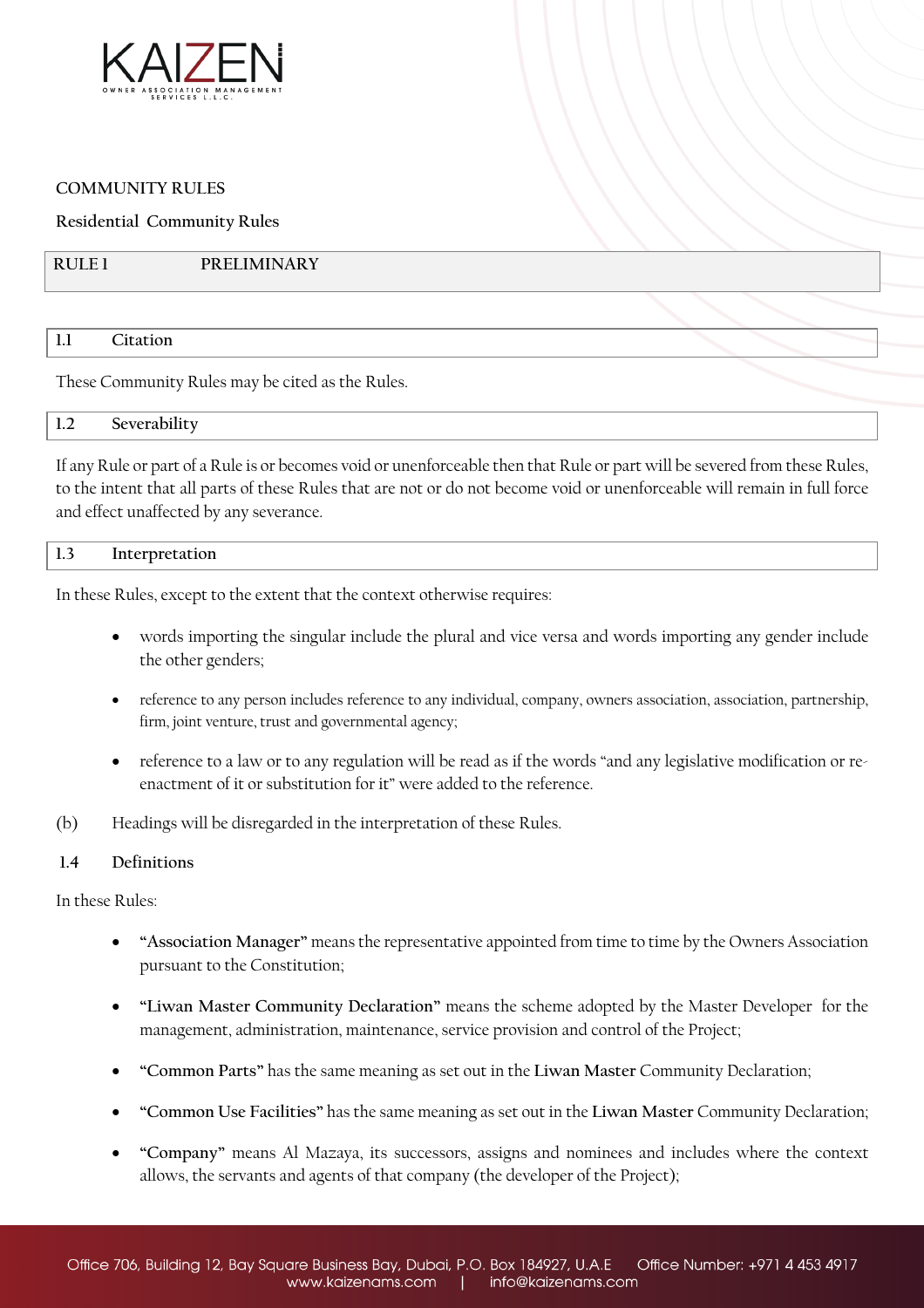# COMMUNITY RULES

## Residential Community Rules

## RULE 1 PRELIMINARY

### 1.1 Citation

These Community Rules may be cited as the Rules.

### 1.2 Severability

If any Rule or part of a Rule is or becomes void or unenforceable then that Rule or part will be severed from these Rules, to the intent that all parts of these Rules that are not or do not become void or unenforceable will remain in full force and effect unaffected by any severance.

### 1.3 Interpretation

In these Rules, except to the extent that the context otherwise requires:

- words importing the singular include the plural and vice versa and words importing any gender include the other genders;
- reference to any person includes reference to any individual, company, owners association, association, partnership, firm, joint venture, trust and governmental agency;
- reference to a law or to any regulation will be read as if the words "and any legislative modification or re-enactment of it or substitution for it" were added to the reference.

(b) Headings will be disregarded in the interpretation of these Rules.

### 1.4 Definitions

In these Rules:

- **"Association Manager"** means the representative appointed from time to time by the Owners Association pursuant to the Constitution;
- **"Liwan Master Community Declaration"** means the scheme adopted by the Master Developer for the management, administration, maintenance, service provision and control of the Project;
- **"Common Parts"** has the same meaning as set out in the **Liwan Master** Community Declaration;
- **"Common Use Facilities"** has the same meaning as set out in the **Liwan Master** Community Declaration;
- **"Company"** means Al Mazaya, its successors, assigns and nominees and includes where the context allows, the servants and agents of that company (the developer of the Project);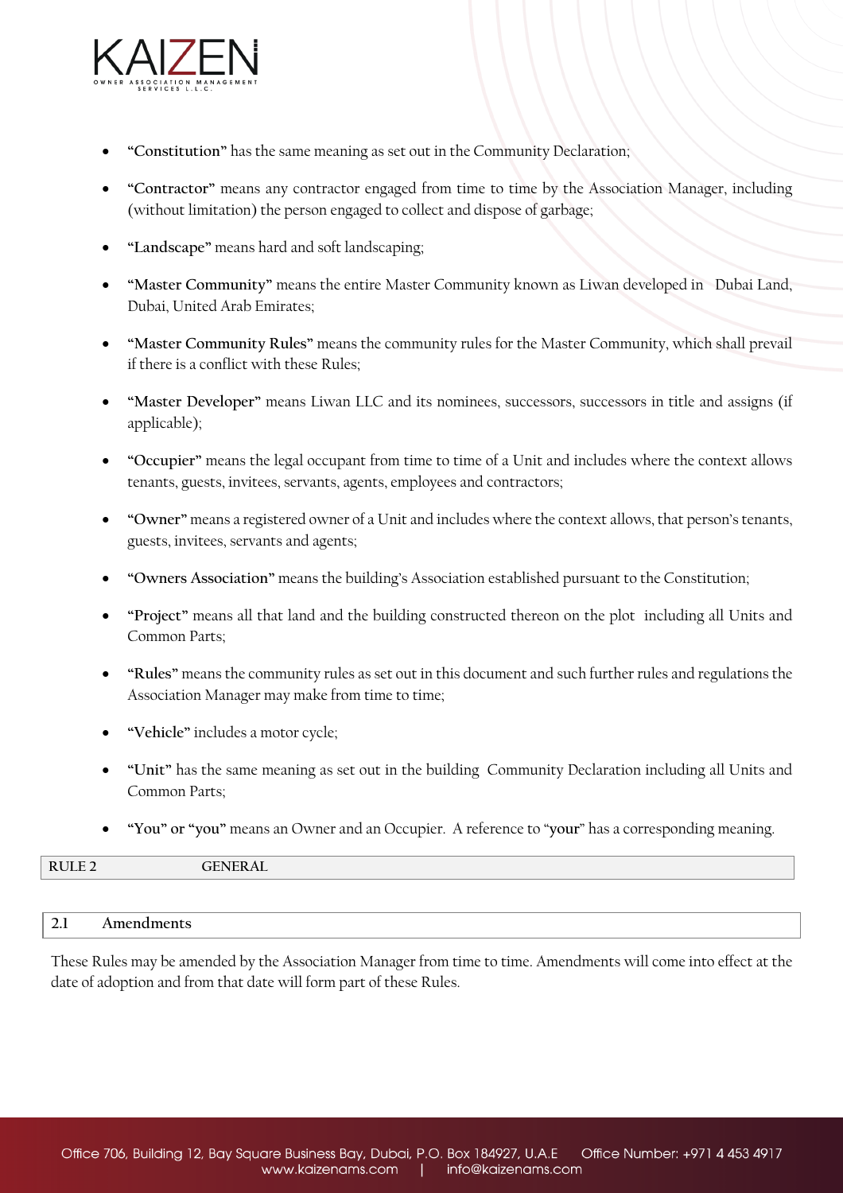- **"Constitution"** has the same meaning as set out in the Community Declaration;
- **"Contractor"** means any contractor engaged from time to time by the Association Manager, including (without limitation) the person engaged to collect and dispose of garbage;
- **"Landscape"** means hard and soft landscaping;
- **"Master Community"** means the entire Master Community known as Liwan developed in Dubai Land, Dubai, United Arab Emirates;
- **"Master Community Rules"** means the community rules for the Master Community, which shall prevail if there is a conflict with these Rules;
- **"Master Developer"** means Liwan LLC and its nominees, successors, successors in title and assigns (if applicable);
- **"Occupier"** means the legal occupant from time to time of a Unit and includes where the context allows tenants, guests, invitees, servants, agents, employees and contractors;
- **"Owner"** means a registered owner of a Unit and includes where the context allows, that person's tenants, guests, invitees, servants and agents;
- **"Owners Association"** means the building's Association established pursuant to the Constitution;
- **"Project"** means all that land and the building constructed thereon on the plot including all Units and Common Parts;
- **"Rules"** means the community rules as set out in this document and such further rules and regulations the Association Manager may make from time to time;
- **"Vehicle"** includes a motor cycle;
- **"Unit"** has the same meaning as set out in the building Community Declaration including all Units and Common Parts;
- **"You" or "you"** means an Owner and an Occupier. A reference to "**your**" has a corresponding meaning.

## RULE 2 GENERAL

### 2.1 Amendments

These Rules may be amended by the Association Manager from time to time. Amendments will come into effect at the date of adoption and from that date will form part of these Rules.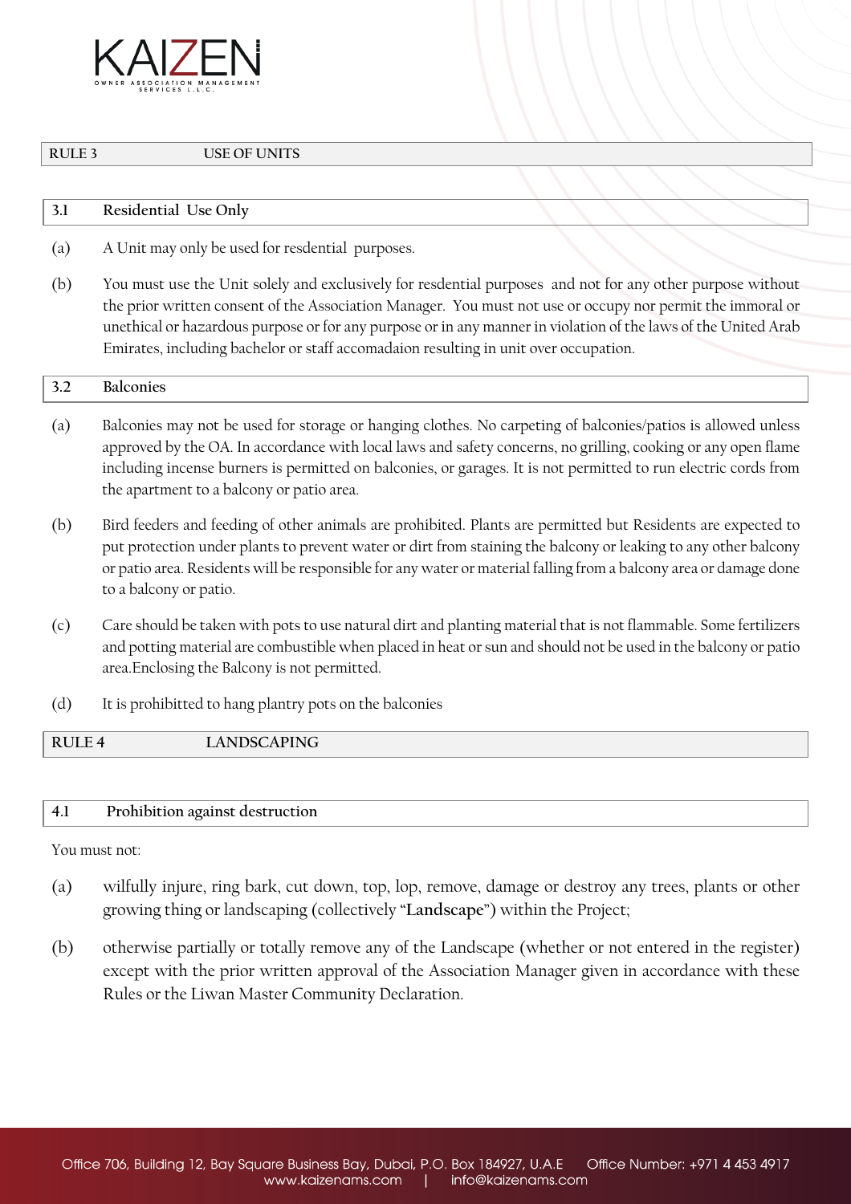## RULE 3 USE OF UNITS

### 3.1 Residential Use Only

(a) A Unit may only be used for resdential purposes.

(b) You must use the Unit solely and exclusively for resdential purposes and not for any other purpose without the prior written consent of the Association Manager. You must not use or occupy nor permit the immoral or unethical or hazardous purpose or for any purpose or in any manner in violation of the laws of the United Arab Emirates, including bachelor or staff accomadaion resulting in unit over occupation.

### 3.2 Balconies

(a) Balconies may not be used for storage or hanging clothes. No carpeting of balconies/patios is allowed unless approved by the OA. In accordance with local laws and safety concerns, no grilling, cooking or any open flame including incense burners is permitted on balconies, or garages. It is not permitted to run electric cords from the apartment to a balcony or patio area.

(b) Bird feeders and feeding of other animals are prohibited. Plants are permitted but Residents are expected to put protection under plants to prevent water or dirt from staining the balcony or leaking to any other balcony or patio area. Residents will be responsible for any water or material falling from a balcony area or damage done to a balcony or patio.

(c) Care should be taken with pots to use natural dirt and planting material that is not flammable. Some fertilizers and potting material are combustible when placed in heat or sun and should not be used in the balcony or patio area.Enclosing the Balcony is not permitted.

(d) It is prohibitted to hang plantry pots on the balconies

## RULE 4 LANDSCAPING

### 4.1 Prohibition against destruction

You must not:

(a) wilfully injure, ring bark, cut down, top, lop, remove, damage or destroy any trees, plants or other growing thing or landscaping (collectively "**Landscape**") within the Project;

(b) otherwise partially or totally remove any of the Landscape (whether or not entered in the register) except with the prior written approval of the Association Manager given in accordance with these Rules or the Liwan Master Community Declaration.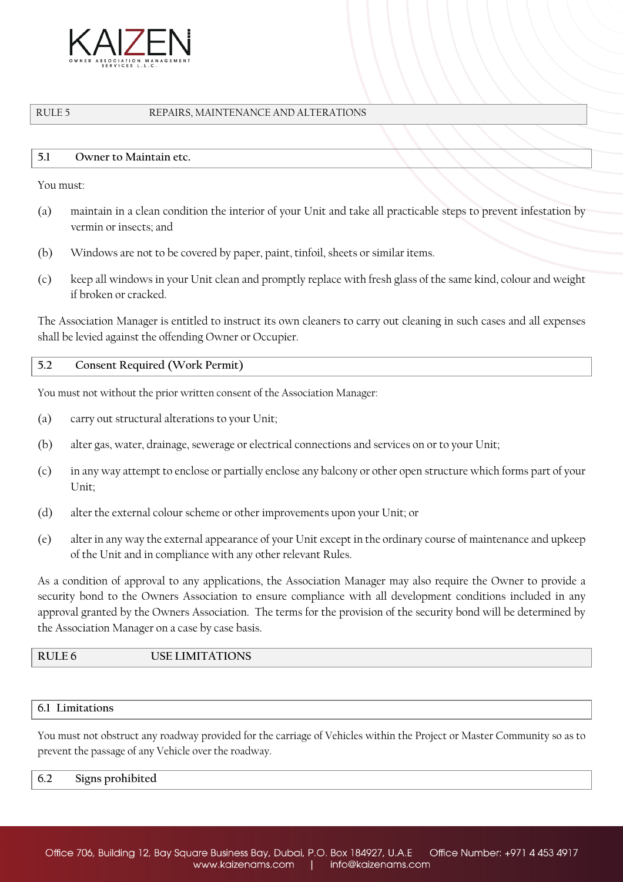## RULE 5 REPAIRS, MAINTENANCE AND ALTERATIONS

### 5.1 Owner to Maintain etc.

You must:

(a) maintain in a clean condition the interior of your Unit and take all practicable steps to prevent infestation by vermin or insects; and

(b) Windows are not to be covered by paper, paint, tinfoil, sheets or similar items.

(c) keep all windows in your Unit clean and promptly replace with fresh glass of the same kind, colour and weight if broken or cracked.

The Association Manager is entitled to instruct its own cleaners to carry out cleaning in such cases and all expenses shall be levied against the offending Owner or Occupier.

### 5.2 Consent Required (Work Permit)

You must not without the prior written consent of the Association Manager:

(a) carry out structural alterations to your Unit;

(b) alter gas, water, drainage, sewerage or electrical connections and services on or to your Unit;

(c) in any way attempt to enclose or partially enclose any balcony or other open structure which forms part of your Unit;

(d) alter the external colour scheme or other improvements upon your Unit; or

(e) alter in any way the external appearance of your Unit except in the ordinary course of maintenance and upkeep of the Unit and in compliance with any other relevant Rules.

As a condition of approval to any applications, the Association Manager may also require the Owner to provide a security bond to the Owners Association to ensure compliance with all development conditions included in any approval granted by the Owners Association. The terms for the provision of the security bond will be determined by the Association Manager on a case by case basis.

## RULE 6 USE LIMITATIONS

### 6.1 Limitations

You must not obstruct any roadway provided for the carriage of Vehicles within the Project or Master Community so as to prevent the passage of any Vehicle over the roadway.

### 6.2 Signs prohibited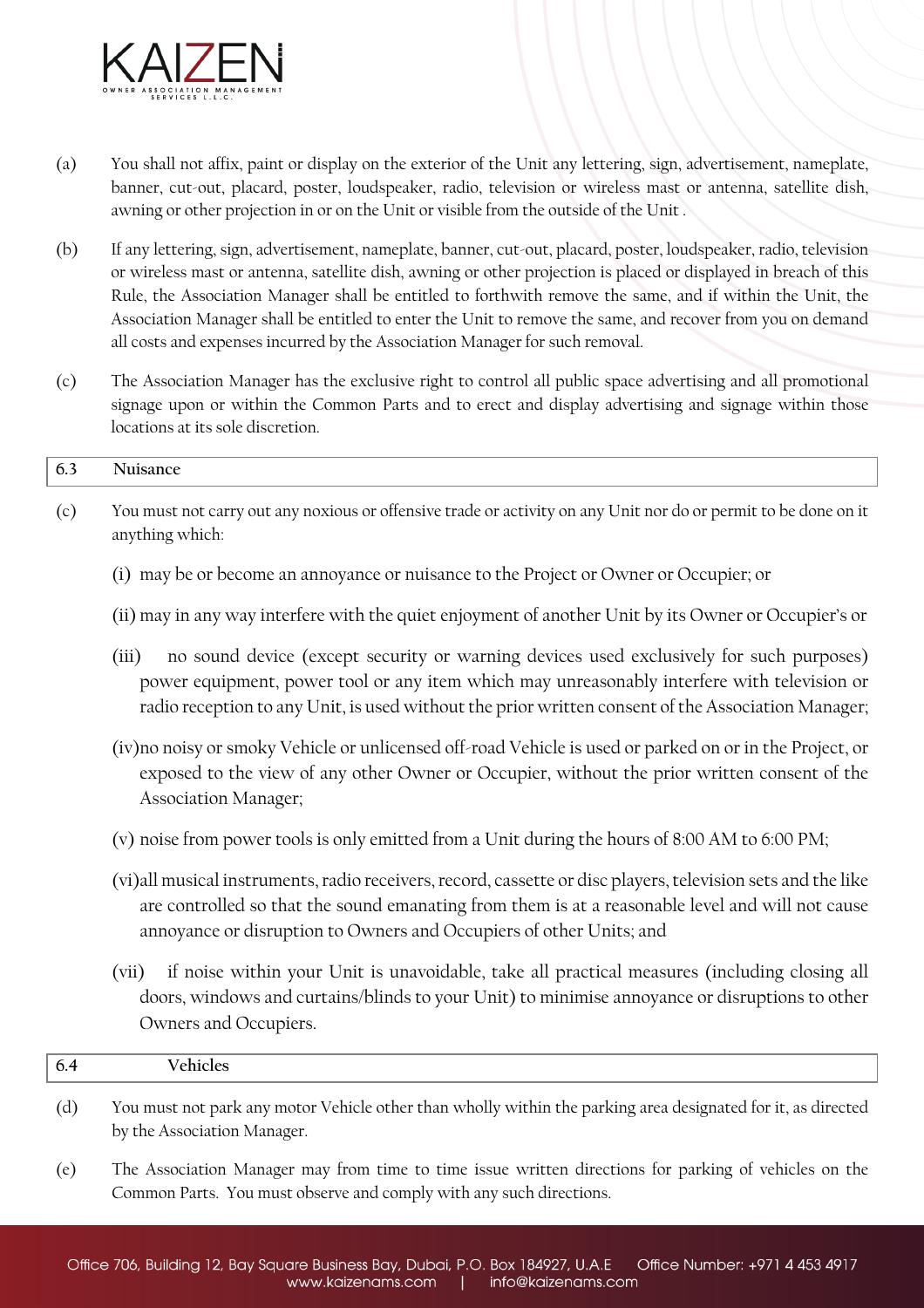(a) You shall not affix, paint or display on the exterior of the Unit any lettering, sign, advertisement, nameplate, banner, cut-out, placard, poster, loudspeaker, radio, television or wireless mast or antenna, satellite dish, awning or other projection in or on the Unit or visible from the outside of the Unit .

(b) If any lettering, sign, advertisement, nameplate, banner, cut-out, placard, poster, loudspeaker, radio, television or wireless mast or antenna, satellite dish, awning or other projection is placed or displayed in breach of this Rule, the Association Manager shall be entitled to forthwith remove the same, and if within the Unit, the Association Manager shall be entitled to enter the Unit to remove the same, and recover from you on demand all costs and expenses incurred by the Association Manager for such removal.

(c) The Association Manager has the exclusive right to control all public space advertising and all promotional signage upon or within the Common Parts and to erect and display advertising and signage within those locations at its sole discretion.

| 6.3 | Nuisance |
|---|---|

(c) You must not carry out any noxious or offensive trade or activity on any Unit nor do or permit to be done on it anything which:

(i) may be or become an annoyance or nuisance to the Project or Owner or Occupier; or

(ii) may in any way interfere with the quiet enjoyment of another Unit by its Owner or Occupier's or

(iii) no sound device (except security or warning devices used exclusively for such purposes) power equipment, power tool or any item which may unreasonably interfere with television or radio reception to any Unit, is used without the prior written consent of the Association Manager;

(iv) no noisy or smoky Vehicle or unlicensed off-road Vehicle is used or parked on or in the Project, or exposed to the view of any other Owner or Occupier, without the prior written consent of the Association Manager;

(v) noise from power tools is only emitted from a Unit during the hours of 8:00 AM to 6:00 PM;

(vi) all musical instruments, radio receivers, record, cassette or disc players, television sets and the like are controlled so that the sound emanating from them is at a reasonable level and will not cause annoyance or disruption to Owners and Occupiers of other Units; and

(vii) if noise within your Unit is unavoidable, take all practical measures (including closing all doors, windows and curtains/blinds to your Unit) to minimise annoyance or disruptions to other Owners and Occupiers.

| 6.4 | Vehicles |
|---|---|

(d) You must not park any motor Vehicle other than wholly within the parking area designated for it, as directed by the Association Manager.

(e) The Association Manager may from time to time issue written directions for parking of vehicles on the Common Parts. You must observe and comply with any such directions.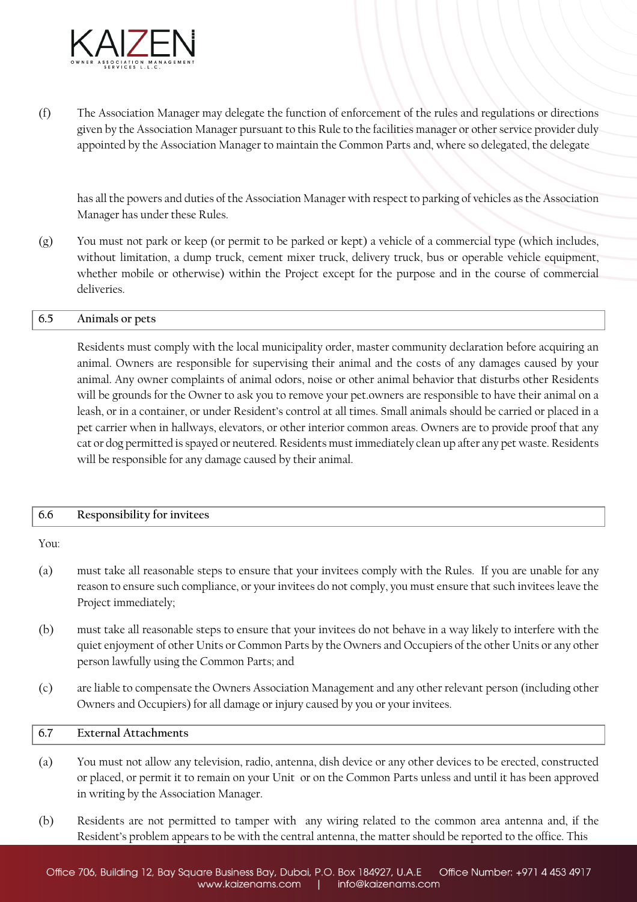(f) The Association Manager may delegate the function of enforcement of the rules and regulations or directions given by the Association Manager pursuant to this Rule to the facilities manager or other service provider duly appointed by the Association Manager to maintain the Common Parts and, where so delegated, the delegate

has all the powers and duties of the Association Manager with respect to parking of vehicles as the Association Manager has under these Rules.

(g) You must not park or keep (or permit to be parked or kept) a vehicle of a commercial type (which includes, without limitation, a dump truck, cement mixer truck, delivery truck, bus or operable vehicle equipment, whether mobile or otherwise) within the Project except for the purpose and in the course of commercial deliveries.

## 6.5 Animals or pets

Residents must comply with the local municipality order, master community declaration before acquiring an animal. Owners are responsible for supervising their animal and the costs of any damages caused by your animal. Any owner complaints of animal odors, noise or other animal behavior that disturbs other Residents will be grounds for the Owner to ask you to remove your pet.owners are responsible to have their animal on a leash, or in a container, or under Resident's control at all times. Small animals should be carried or placed in a pet carrier when in hallways, elevators, or other interior common areas. Owners are to provide proof that any cat or dog permitted is spayed or neutered. Residents must immediately clean up after any pet waste. Residents will be responsible for any damage caused by their animal.

## 6.6 Responsibility for invitees

You:

(a) must take all reasonable steps to ensure that your invitees comply with the Rules. If you are unable for any reason to ensure such compliance, or your invitees do not comply, you must ensure that such invitees leave the Project immediately;

(b) must take all reasonable steps to ensure that your invitees do not behave in a way likely to interfere with the quiet enjoyment of other Units or Common Parts by the Owners and Occupiers of the other Units or any other person lawfully using the Common Parts; and

(c) are liable to compensate the Owners Association Management and any other relevant person (including other Owners and Occupiers) for all damage or injury caused by you or your invitees.

## 6.7 External Attachments

(a) You must not allow any television, radio, antenna, dish device or any other devices to be erected, constructed or placed, or permit it to remain on your Unit or on the Common Parts unless and until it has been approved in writing by the Association Manager.

(b) Residents are not permitted to tamper with any wiring related to the common area antenna and, if the Resident's problem appears to be with the central antenna, the matter should be reported to the office. This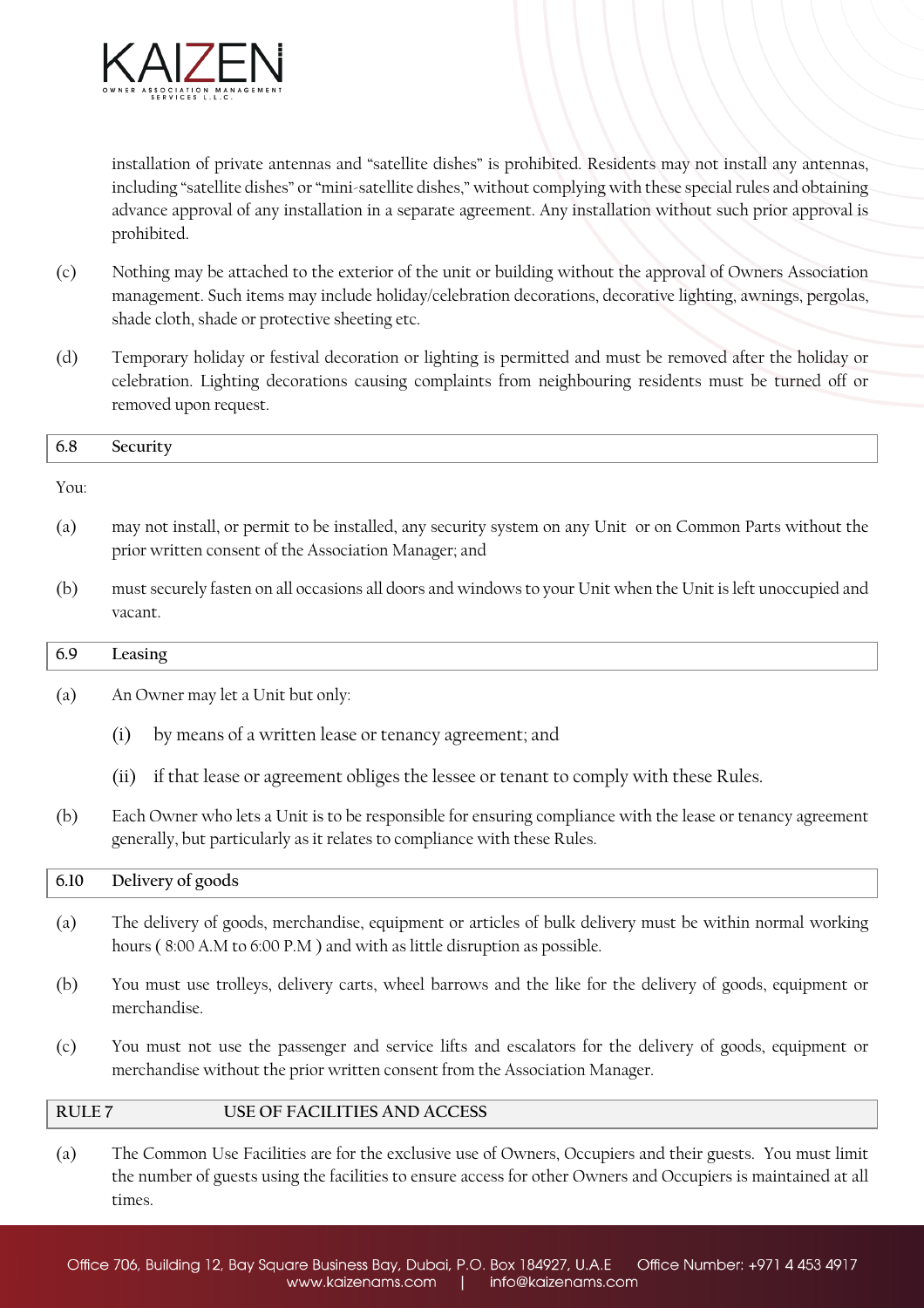installation of private antennas and "satellite dishes" is prohibited. Residents may not install any antennas, including "satellite dishes" or "mini-satellite dishes," without complying with these special rules and obtaining advance approval of any installation in a separate agreement. Any installation without such prior approval is prohibited.

(c) Nothing may be attached to the exterior of the unit or building without the approval of Owners Association management. Such items may include holiday/celebration decorations, decorative lighting, awnings, pergolas, shade cloth, shade or protective sheeting etc.

(d) Temporary holiday or festival decoration or lighting is permitted and must be removed after the holiday or celebration. Lighting decorations causing complaints from neighbouring residents must be turned off or removed upon request.

### 6.8 Security

You:

(a) may not install, or permit to be installed, any security system on any Unit or on Common Parts without the prior written consent of the Association Manager; and

(b) must securely fasten on all occasions all doors and windows to your Unit when the Unit is left unoccupied and vacant.

### 6.9 Leasing

(a) An Owner may let a Unit but only:

  (i) by means of a written lease or tenancy agreement; and

  (ii) if that lease or agreement obliges the lessee or tenant to comply with these Rules.

(b) Each Owner who lets a Unit is to be responsible for ensuring compliance with the lease or tenancy agreement generally, but particularly as it relates to compliance with these Rules.

### 6.10 Delivery of goods

(a) The delivery of goods, merchandise, equipment or articles of bulk delivery must be within normal working hours ( 8:00 A.M to 6:00 P.M ) and with as little disruption as possible.

(b) You must use trolleys, delivery carts, wheel barrows and the like for the delivery of goods, equipment or merchandise.

(c) You must not use the passenger and service lifts and escalators for the delivery of goods, equipment or merchandise without the prior written consent from the Association Manager.

## RULE 7 USE OF FACILITIES AND ACCESS

(a) The Common Use Facilities are for the exclusive use of Owners, Occupiers and their guests. You must limit the number of guests using the facilities to ensure access for other Owners and Occupiers is maintained at all times.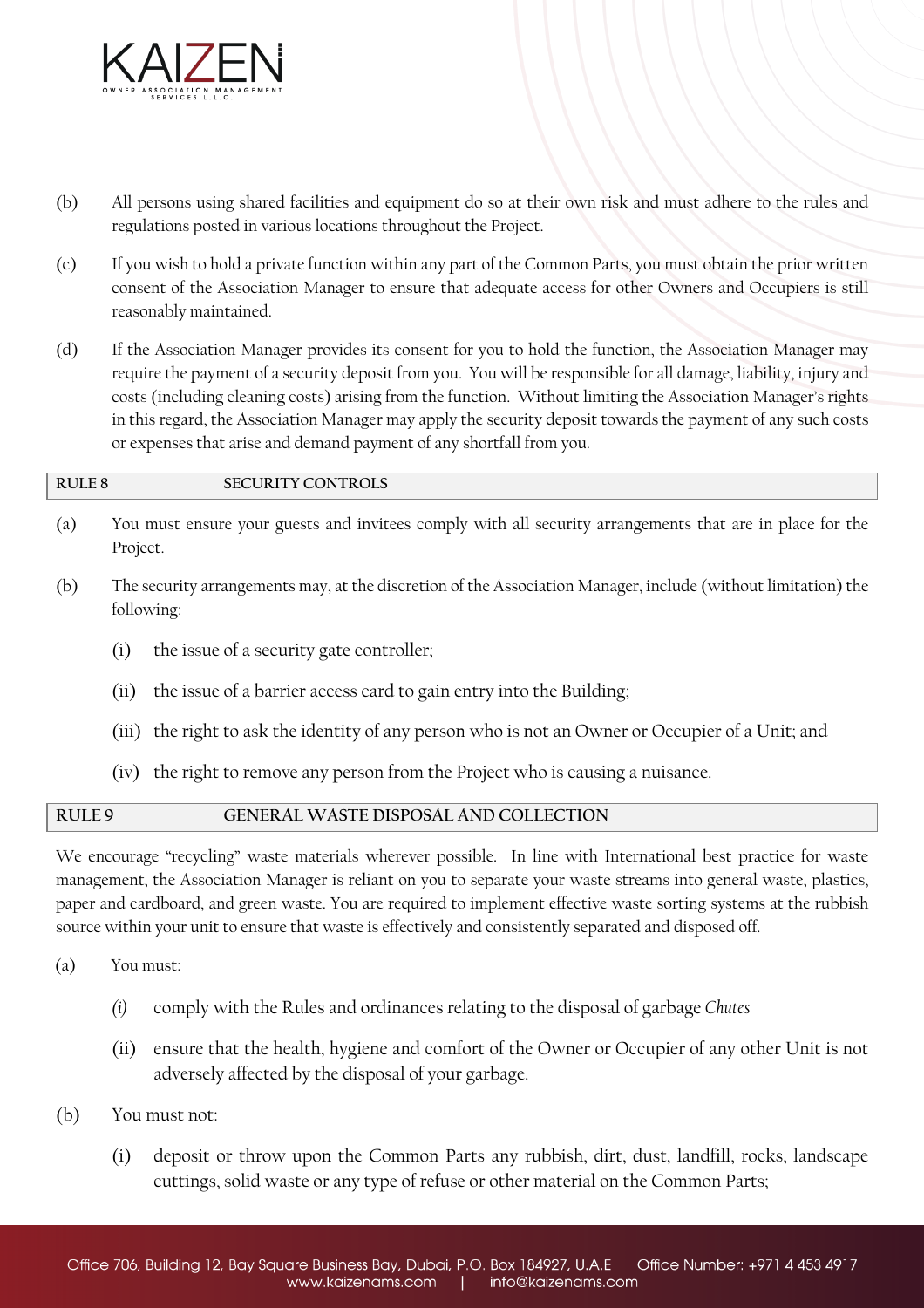(b) All persons using shared facilities and equipment do so at their own risk and must adhere to the rules and regulations posted in various locations throughout the Project.

(c) If you wish to hold a private function within any part of the Common Parts, you must obtain the prior written consent of the Association Manager to ensure that adequate access for other Owners and Occupiers is still reasonably maintained.

(d) If the Association Manager provides its consent for you to hold the function, the Association Manager may require the payment of a security deposit from you. You will be responsible for all damage, liability, injury and costs (including cleaning costs) arising from the function. Without limiting the Association Manager's rights in this regard, the Association Manager may apply the security deposit towards the payment of any such costs or expenses that arise and demand payment of any shortfall from you.

## RULE 8 SECURITY CONTROLS

(a) You must ensure your guests and invitees comply with all security arrangements that are in place for the Project.

(b) The security arrangements may, at the discretion of the Association Manager, include (without limitation) the following:

 (i) the issue of a security gate controller;

 (ii) the issue of a barrier access card to gain entry into the Building;

 (iii) the right to ask the identity of any person who is not an Owner or Occupier of a Unit; and

 (iv) the right to remove any person from the Project who is causing a nuisance.

## RULE 9 GENERAL WASTE DISPOSAL AND COLLECTION

We encourage "recycling" waste materials wherever possible. In line with International best practice for waste management, the Association Manager is reliant on you to separate your waste streams into general waste, plastics, paper and cardboard, and green waste. You are required to implement effective waste sorting systems at the rubbish source within your unit to ensure that waste is effectively and consistently separated and disposed off.

(a) You must:

 *(i)* comply with the Rules and ordinances relating to the disposal of garbage *Chutes*

 (ii) ensure that the health, hygiene and comfort of the Owner or Occupier of any other Unit is not adversely affected by the disposal of your garbage.

(b) You must not:

 (i) deposit or throw upon the Common Parts any rubbish, dirt, dust, landfill, rocks, landscape cuttings, solid waste or any type of refuse or other material on the Common Parts;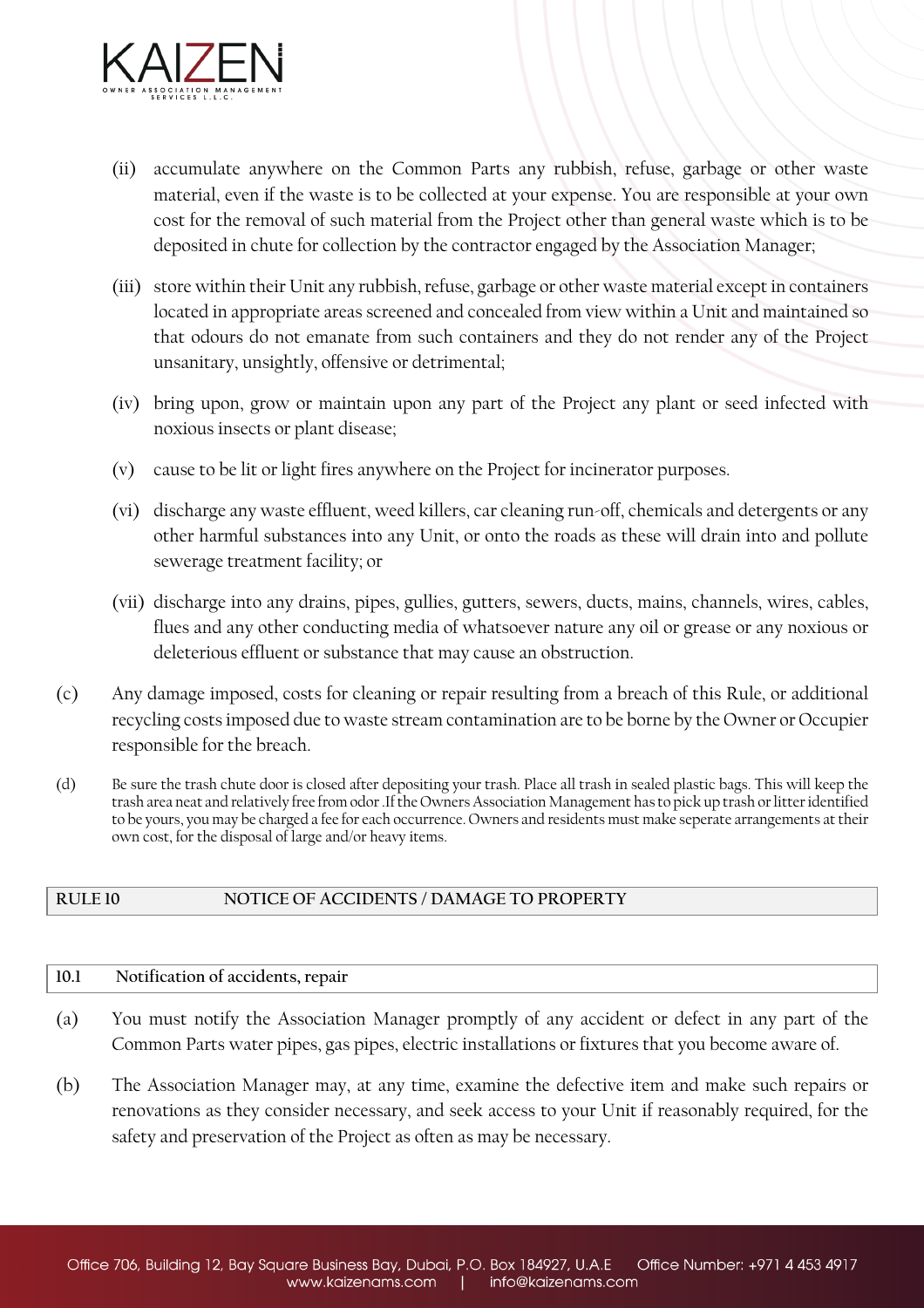(ii) accumulate anywhere on the Common Parts any rubbish, refuse, garbage or other waste material, even if the waste is to be collected at your expense. You are responsible at your own cost for the removal of such material from the Project other than general waste which is to be deposited in chute for collection by the contractor engaged by the Association Manager;

(iii) store within their Unit any rubbish, refuse, garbage or other waste material except in containers located in appropriate areas screened and concealed from view within a Unit and maintained so that odours do not emanate from such containers and they do not render any of the Project unsanitary, unsightly, offensive or detrimental;

(iv) bring upon, grow or maintain upon any part of the Project any plant or seed infected with noxious insects or plant disease;

(v) cause to be lit or light fires anywhere on the Project for incinerator purposes.

(vi) discharge any waste effluent, weed killers, car cleaning run-off, chemicals and detergents or any other harmful substances into any Unit, or onto the roads as these will drain into and pollute sewerage treatment facility; or

(vii) discharge into any drains, pipes, gullies, gutters, sewers, ducts, mains, channels, wires, cables, flues and any other conducting media of whatsoever nature any oil or grease or any noxious or deleterious effluent or substance that may cause an obstruction.

(c) Any damage imposed, costs for cleaning or repair resulting from a breach of this Rule, or additional recycling costs imposed due to waste stream contamination are to be borne by the Owner or Occupier responsible for the breach.

(d) Be sure the trash chute door is closed after depositing your trash. Place all trash in sealed plastic bags. This will keep the trash area neat and relatively free from odor .If the Owners Association Management has to pick up trash or litter identified to be yours, you may be charged a fee for each occurrence. Owners and residents must make seperate arrangements at their own cost, for the disposal of large and/or heavy items.

## RULE 10 NOTICE OF ACCIDENTS / DAMAGE TO PROPERTY

### 10.1 Notification of accidents, repair

(a) You must notify the Association Manager promptly of any accident or defect in any part of the Common Parts water pipes, gas pipes, electric installations or fixtures that you become aware of.

(b) The Association Manager may, at any time, examine the defective item and make such repairs or renovations as they consider necessary, and seek access to your Unit if reasonably required, for the safety and preservation of the Project as often as may be necessary.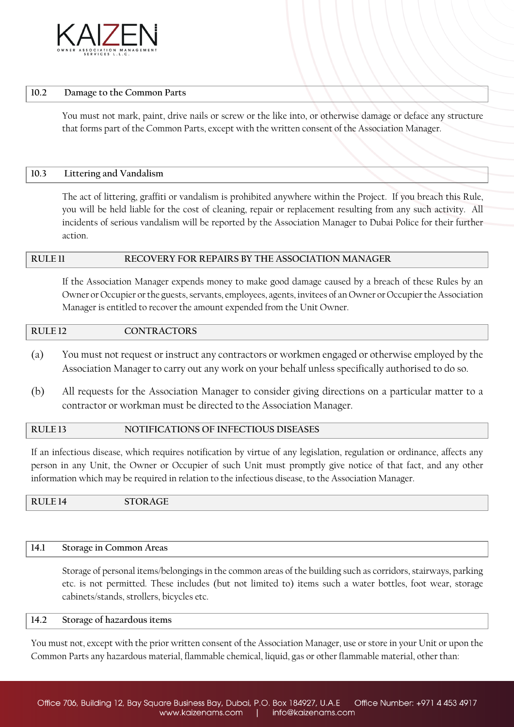### 10.2 Damage to the Common Parts

You must not mark, paint, drive nails or screw or the like into, or otherwise damage or deface any structure that forms part of the Common Parts, except with the written consent of the Association Manager.

### 10.3 Littering and Vandalism

The act of littering, graffiti or vandalism is prohibited anywhere within the Project. If you breach this Rule, you will be held liable for the cost of cleaning, repair or replacement resulting from any such activity. All incidents of serious vandalism will be reported by the Association Manager to Dubai Police for their further action.

## RULE 11 RECOVERY FOR REPAIRS BY THE ASSOCIATION MANAGER

If the Association Manager expends money to make good damage caused by a breach of these Rules by an Owner or Occupier or the guests, servants, employees, agents, invitees of an Owner or Occupier the Association Manager is entitled to recover the amount expended from the Unit Owner.

## RULE 12 CONTRACTORS

(a) You must not request or instruct any contractors or workmen engaged or otherwise employed by the Association Manager to carry out any work on your behalf unless specifically authorised to do so.

(b) All requests for the Association Manager to consider giving directions on a particular matter to a contractor or workman must be directed to the Association Manager.

## RULE 13 NOTIFICATIONS OF INFECTIOUS DISEASES

If an infectious disease, which requires notification by virtue of any legislation, regulation or ordinance, affects any person in any Unit, the Owner or Occupier of such Unit must promptly give notice of that fact, and any other information which may be required in relation to the infectious disease, to the Association Manager.

## RULE 14 STORAGE

### 14.1 Storage in Common Areas

Storage of personal items/belongings in the common areas of the building such as corridors, stairways, parking etc. is not permitted. These includes (but not limited to) items such a water bottles, foot wear, storage cabinets/stands, strollers, bicycles etc.

### 14.2 Storage of hazardous items

You must not, except with the prior written consent of the Association Manager, use or store in your Unit or upon the Common Parts any hazardous material, flammable chemical, liquid, gas or other flammable material, other than: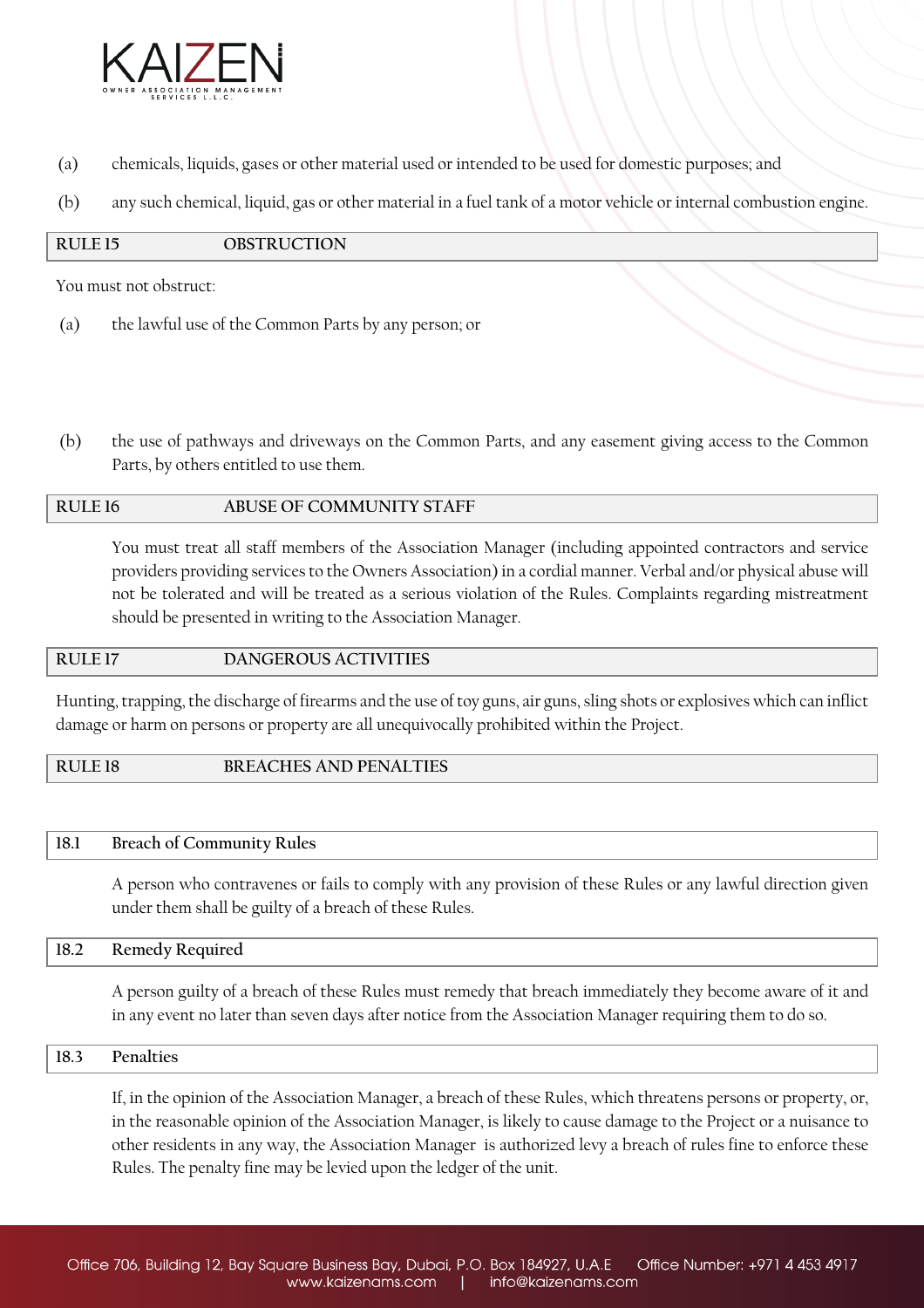(a) chemicals, liquids, gases or other material used or intended to be used for domestic purposes; and

(b) any such chemical, liquid, gas or other material in a fuel tank of a motor vehicle or internal combustion engine.

## RULE 15 OBSTRUCTION

You must not obstruct:

(a) the lawful use of the Common Parts by any person; or

(b) the use of pathways and driveways on the Common Parts, and any easement giving access to the Common Parts, by others entitled to use them.

## RULE 16 ABUSE OF COMMUNITY STAFF

You must treat all staff members of the Association Manager (including appointed contractors and service providers providing services to the Owners Association) in a cordial manner. Verbal and/or physical abuse will not be tolerated and will be treated as a serious violation of the Rules. Complaints regarding mistreatment should be presented in writing to the Association Manager.

## RULE 17 DANGEROUS ACTIVITIES

Hunting, trapping, the discharge of firearms and the use of toy guns, air guns, sling shots or explosives which can inflict damage or harm on persons or property are all unequivocally prohibited within the Project.

## RULE 18 BREACHES AND PENALTIES

### 18.1 Breach of Community Rules

A person who contravenes or fails to comply with any provision of these Rules or any lawful direction given under them shall be guilty of a breach of these Rules.

### 18.2 Remedy Required

A person guilty of a breach of these Rules must remedy that breach immediately they become aware of it and in any event no later than seven days after notice from the Association Manager requiring them to do so.

### 18.3 Penalties

If, in the opinion of the Association Manager, a breach of these Rules, which threatens persons or property, or, in the reasonable opinion of the Association Manager, is likely to cause damage to the Project or a nuisance to other residents in any way, the Association Manager is authorized levy a breach of rules fine to enforce these Rules. The penalty fine may be levied upon the ledger of the unit.